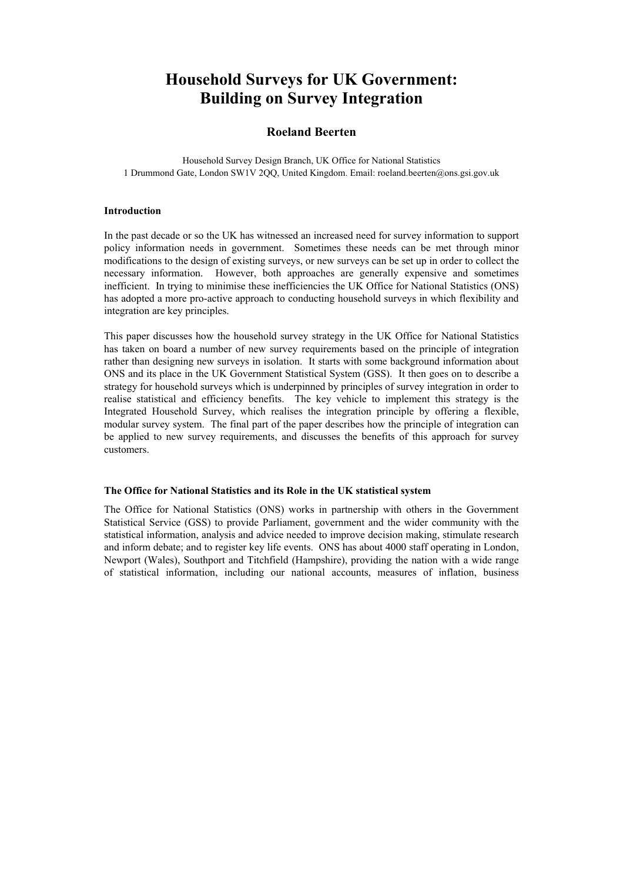# Household Surveys for UK Government: Building on Survey Integration

**Roeland Beerten**

Household Survey Design Branch, UK Office for National Statistics
1 Drummond Gate, London SW1V 2QQ, United Kingdom. Email: roeland.beerten@ons.gsi.gov.uk

### Introduction

In the past decade or so the UK has witnessed an increased need for survey information to support policy information needs in government. Sometimes these needs can be met through minor modifications to the design of existing surveys, or new surveys can be set up in order to collect the necessary information. However, both approaches are generally expensive and sometimes inefficient. In trying to minimise these inefficiencies the UK Office for National Statistics (ONS) has adopted a more pro-active approach to conducting household surveys in which flexibility and integration are key principles.

This paper discusses how the household survey strategy in the UK Office for National Statistics has taken on board a number of new survey requirements based on the principle of integration rather than designing new surveys in isolation. It starts with some background information about ONS and its place in the UK Government Statistical System (GSS). It then goes on to describe a strategy for household surveys which is underpinned by principles of survey integration in order to realise statistical and efficiency benefits. The key vehicle to implement this strategy is the Integrated Household Survey, which realises the integration principle by offering a flexible, modular survey system. The final part of the paper describes how the principle of integration can be applied to new survey requirements, and discusses the benefits of this approach for survey customers.

### The Office for National Statistics and its Role in the UK statistical system

The Office for National Statistics (ONS) works in partnership with others in the Government Statistical Service (GSS) to provide Parliament, government and the wider community with the statistical information, analysis and advice needed to improve decision making, stimulate research and inform debate; and to register key life events. ONS has about 4000 staff operating in London, Newport (Wales), Southport and Titchfield (Hampshire), providing the nation with a wide range of statistical information, including our national accounts, measures of inflation, business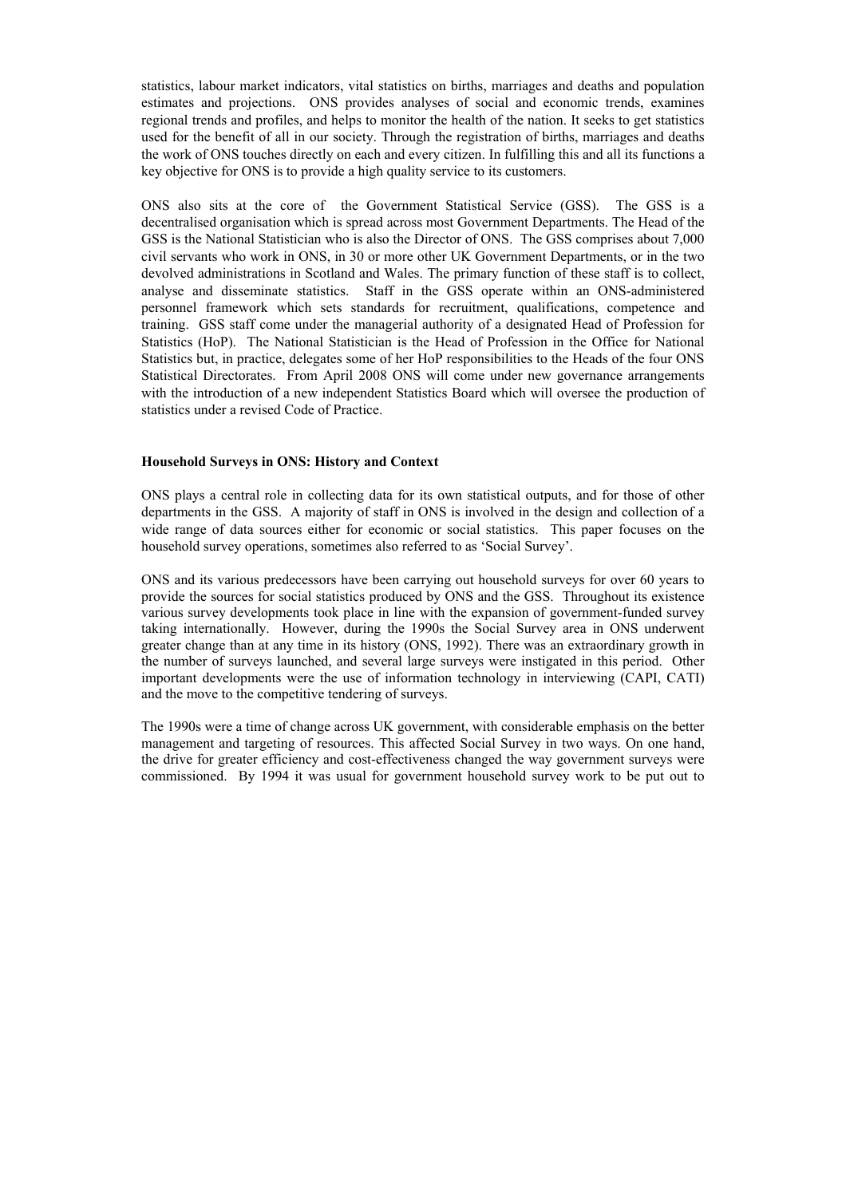statistics, labour market indicators, vital statistics on births, marriages and deaths and population estimates and projections. ONS provides analyses of social and economic trends, examines regional trends and profiles, and helps to monitor the health of the nation. It seeks to get statistics used for the benefit of all in our society. Through the registration of births, marriages and deaths the work of ONS touches directly on each and every citizen. In fulfilling this and all its functions a key objective for ONS is to provide a high quality service to its customers.

ONS also sits at the core of the Government Statistical Service (GSS). The GSS is a decentralised organisation which is spread across most Government Departments. The Head of the GSS is the National Statistician who is also the Director of ONS. The GSS comprises about 7,000 civil servants who work in ONS, in 30 or more other UK Government Departments, or in the two devolved administrations in Scotland and Wales. The primary function of these staff is to collect, analyse and disseminate statistics. Staff in the GSS operate within an ONS-administered personnel framework which sets standards for recruitment, qualifications, competence and training. GSS staff come under the managerial authority of a designated Head of Profession for Statistics (HoP). The National Statistician is the Head of Profession in the Office for National Statistics but, in practice, delegates some of her HoP responsibilities to the Heads of the four ONS Statistical Directorates. From April 2008 ONS will come under new governance arrangements with the introduction of a new independent Statistics Board which will oversee the production of statistics under a revised Code of Practice.

**Household Surveys in ONS: History and Context**

ONS plays a central role in collecting data for its own statistical outputs, and for those of other departments in the GSS. A majority of staff in ONS is involved in the design and collection of a wide range of data sources either for economic or social statistics. This paper focuses on the household survey operations, sometimes also referred to as 'Social Survey'.

ONS and its various predecessors have been carrying out household surveys for over 60 years to provide the sources for social statistics produced by ONS and the GSS. Throughout its existence various survey developments took place in line with the expansion of government-funded survey taking internationally. However, during the 1990s the Social Survey area in ONS underwent greater change than at any time in its history (ONS, 1992). There was an extraordinary growth in the number of surveys launched, and several large surveys were instigated in this period. Other important developments were the use of information technology in interviewing (CAPI, CATI) and the move to the competitive tendering of surveys.

The 1990s were a time of change across UK government, with considerable emphasis on the better management and targeting of resources. This affected Social Survey in two ways. On one hand, the drive for greater efficiency and cost-effectiveness changed the way government surveys were commissioned. By 1994 it was usual for government household survey work to be put out to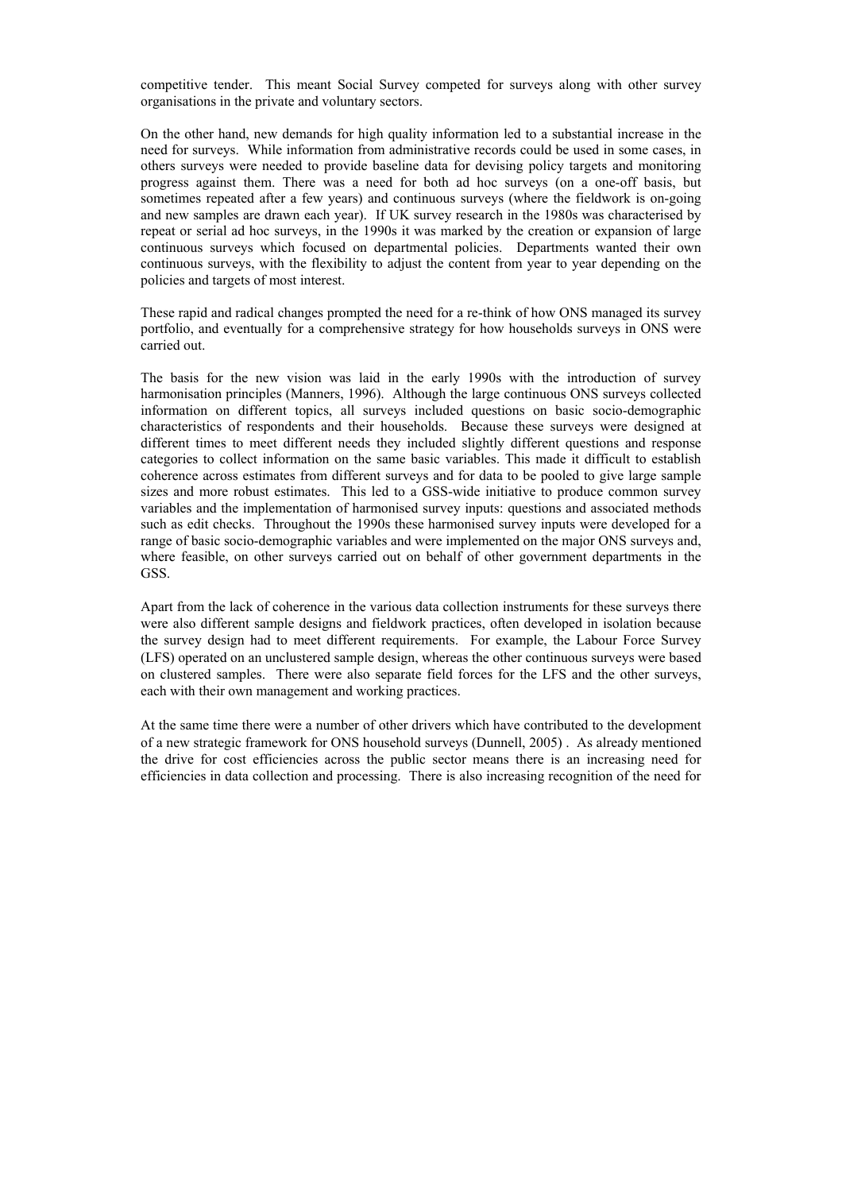competitive tender. This meant Social Survey competed for surveys along with other survey organisations in the private and voluntary sectors.

On the other hand, new demands for high quality information led to a substantial increase in the need for surveys. While information from administrative records could be used in some cases, in others surveys were needed to provide baseline data for devising policy targets and monitoring progress against them. There was a need for both ad hoc surveys (on a one-off basis, but sometimes repeated after a few years) and continuous surveys (where the fieldwork is on-going and new samples are drawn each year). If UK survey research in the 1980s was characterised by repeat or serial ad hoc surveys, in the 1990s it was marked by the creation or expansion of large continuous surveys which focused on departmental policies. Departments wanted their own continuous surveys, with the flexibility to adjust the content from year to year depending on the policies and targets of most interest.

These rapid and radical changes prompted the need for a re-think of how ONS managed its survey portfolio, and eventually for a comprehensive strategy for how households surveys in ONS were carried out.

The basis for the new vision was laid in the early 1990s with the introduction of survey harmonisation principles (Manners, 1996). Although the large continuous ONS surveys collected information on different topics, all surveys included questions on basic socio-demographic characteristics of respondents and their households. Because these surveys were designed at different times to meet different needs they included slightly different questions and response categories to collect information on the same basic variables. This made it difficult to establish coherence across estimates from different surveys and for data to be pooled to give large sample sizes and more robust estimates. This led to a GSS-wide initiative to produce common survey variables and the implementation of harmonised survey inputs: questions and associated methods such as edit checks. Throughout the 1990s these harmonised survey inputs were developed for a range of basic socio-demographic variables and were implemented on the major ONS surveys and, where feasible, on other surveys carried out on behalf of other government departments in the GSS.

Apart from the lack of coherence in the various data collection instruments for these surveys there were also different sample designs and fieldwork practices, often developed in isolation because the survey design had to meet different requirements. For example, the Labour Force Survey (LFS) operated on an unclustered sample design, whereas the other continuous surveys were based on clustered samples. There were also separate field forces for the LFS and the other surveys, each with their own management and working practices.

At the same time there were a number of other drivers which have contributed to the development of a new strategic framework for ONS household surveys (Dunnell, 2005) . As already mentioned the drive for cost efficiencies across the public sector means there is an increasing need for efficiencies in data collection and processing. There is also increasing recognition of the need for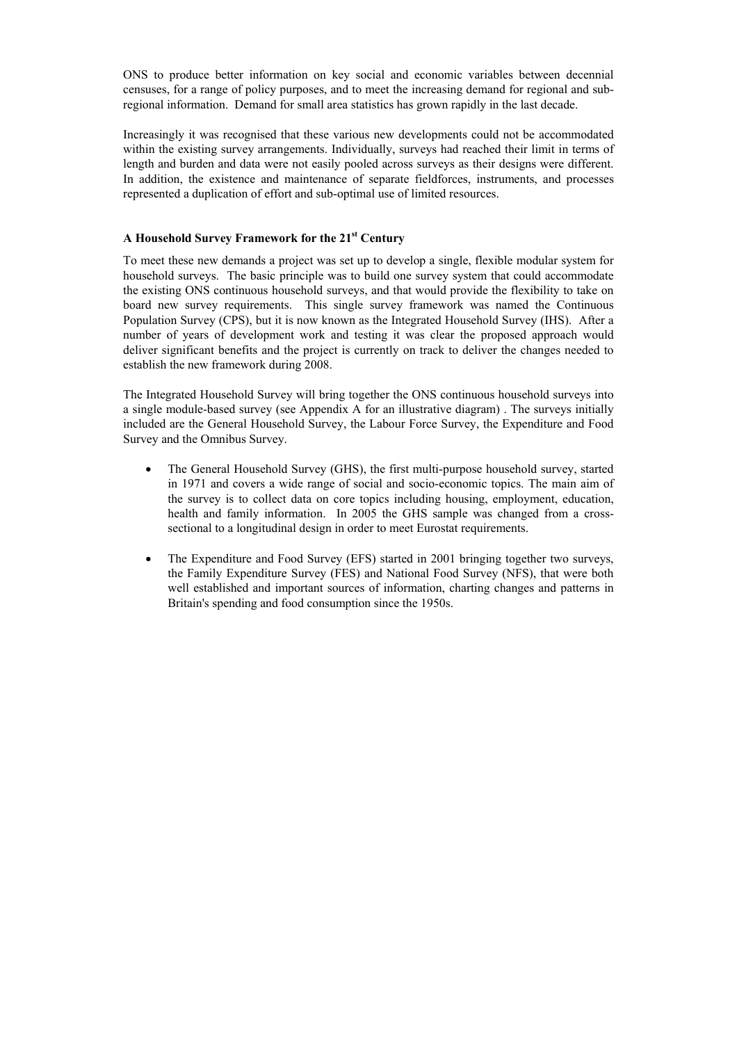ONS to produce better information on key social and economic variables between decennial censuses, for a range of policy purposes, and to meet the increasing demand for regional and sub-regional information. Demand for small area statistics has grown rapidly in the last decade.

Increasingly it was recognised that these various new developments could not be accommodated within the existing survey arrangements. Individually, surveys had reached their limit in terms of length and burden and data were not easily pooled across surveys as their designs were different. In addition, the existence and maintenance of separate fieldforces, instruments, and processes represented a duplication of effort and sub-optimal use of limited resources.

### A Household Survey Framework for the 21st Century

To meet these new demands a project was set up to develop a single, flexible modular system for household surveys. The basic principle was to build one survey system that could accommodate the existing ONS continuous household surveys, and that would provide the flexibility to take on board new survey requirements. This single survey framework was named the Continuous Population Survey (CPS), but it is now known as the Integrated Household Survey (IHS). After a number of years of development work and testing it was clear the proposed approach would deliver significant benefits and the project is currently on track to deliver the changes needed to establish the new framework during 2008.

The Integrated Household Survey will bring together the ONS continuous household surveys into a single module-based survey (see Appendix A for an illustrative diagram) . The surveys initially included are the General Household Survey, the Labour Force Survey, the Expenditure and Food Survey and the Omnibus Survey.

- The General Household Survey (GHS), the first multi-purpose household survey, started in 1971 and covers a wide range of social and socio-economic topics. The main aim of the survey is to collect data on core topics including housing, employment, education, health and family information. In 2005 the GHS sample was changed from a cross-sectional to a longitudinal design in order to meet Eurostat requirements.

- The Expenditure and Food Survey (EFS) started in 2001 bringing together two surveys, the Family Expenditure Survey (FES) and National Food Survey (NFS), that were both well established and important sources of information, charting changes and patterns in Britain's spending and food consumption since the 1950s.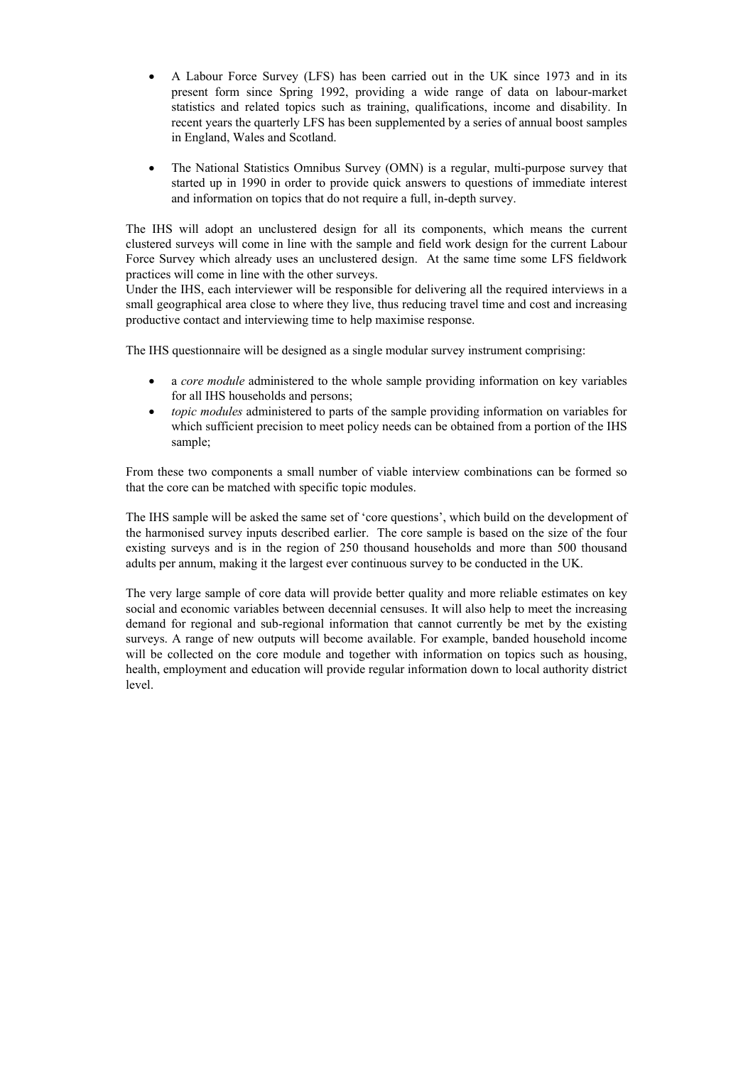- A Labour Force Survey (LFS) has been carried out in the UK since 1973 and in its present form since Spring 1992, providing a wide range of data on labour-market statistics and related topics such as training, qualifications, income and disability. In recent years the quarterly LFS has been supplemented by a series of annual boost samples in England, Wales and Scotland.

- The National Statistics Omnibus Survey (OMN) is a regular, multi-purpose survey that started up in 1990 in order to provide quick answers to questions of immediate interest and information on topics that do not require a full, in-depth survey.

The IHS will adopt an unclustered design for all its components, which means the current clustered surveys will come in line with the sample and field work design for the current Labour Force Survey which already uses an unclustered design. At the same time some LFS fieldwork practices will come in line with the other surveys.
Under the IHS, each interviewer will be responsible for delivering all the required interviews in a small geographical area close to where they live, thus reducing travel time and cost and increasing productive contact and interviewing time to help maximise response.

The IHS questionnaire will be designed as a single modular survey instrument comprising:

- a *core module* administered to the whole sample providing information on key variables for all IHS households and persons;
- *topic modules* administered to parts of the sample providing information on variables for which sufficient precision to meet policy needs can be obtained from a portion of the IHS sample;

From these two components a small number of viable interview combinations can be formed so that the core can be matched with specific topic modules.

The IHS sample will be asked the same set of 'core questions', which build on the development of the harmonised survey inputs described earlier. The core sample is based on the size of the four existing surveys and is in the region of 250 thousand households and more than 500 thousand adults per annum, making it the largest ever continuous survey to be conducted in the UK.

The very large sample of core data will provide better quality and more reliable estimates on key social and economic variables between decennial censuses. It will also help to meet the increasing demand for regional and sub-regional information that cannot currently be met by the existing surveys. A range of new outputs will become available. For example, banded household income will be collected on the core module and together with information on topics such as housing, health, employment and education will provide regular information down to local authority district level.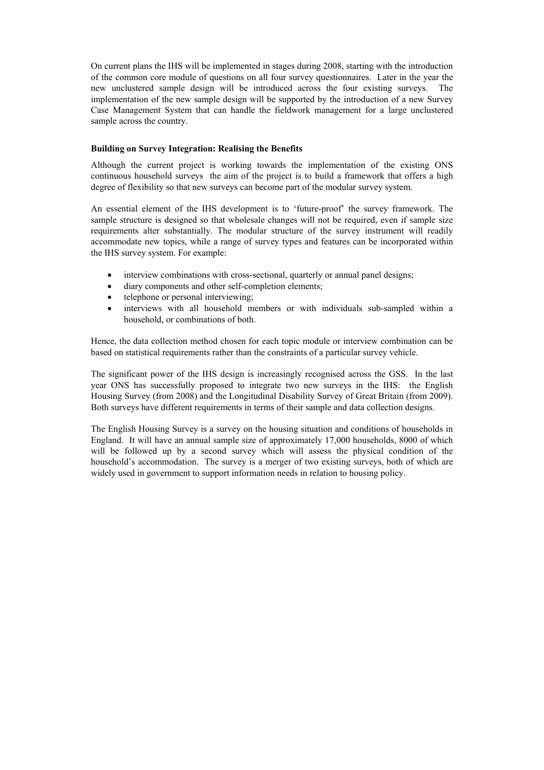On current plans the IHS will be implemented in stages during 2008, starting with the introduction of the common core module of questions on all four survey questionnaires. Later in the year the new unclustered sample design will be introduced across the four existing surveys. The implementation of the new sample design will be supported by the introduction of a new Survey Case Management System that can handle the fieldwork management for a large unclustered sample across the country.

**Building on Survey Integration: Realising the Benefits**

Although the current project is working towards the implementation of the existing ONS continuous household surveys the aim of the project is to build a framework that offers a high degree of flexibility so that new surveys can become part of the modular survey system.

An essential element of the IHS development is to 'future-proof' the survey framework. The sample structure is designed so that wholesale changes will not be required, even if sample size requirements alter substantially. The modular structure of the survey instrument will readily accommodate new topics, while a range of survey types and features can be incorporated within the IHS survey system. For example:

- interview combinations with cross-sectional, quarterly or annual panel designs;
- diary components and other self-completion elements;
- telephone or personal interviewing;
- interviews with all household members or with individuals sub-sampled within a household, or combinations of both.

Hence, the data collection method chosen for each topic module or interview combination can be based on statistical requirements rather than the constraints of a particular survey vehicle.

The significant power of the IHS design is increasingly recognised across the GSS. In the last year ONS has successfully proposed to integrate two new surveys in the IHS: the English Housing Survey (from 2008) and the Longitudinal Disability Survey of Great Britain (from 2009). Both surveys have different requirements in terms of their sample and data collection designs.

The English Housing Survey is a survey on the housing situation and conditions of households in England. It will have an annual sample size of approximately 17,000 households, 8000 of which will be followed up by a second survey which will assess the physical condition of the household's accommodation. The survey is a merger of two existing surveys, both of which are widely used in government to support information needs in relation to housing policy.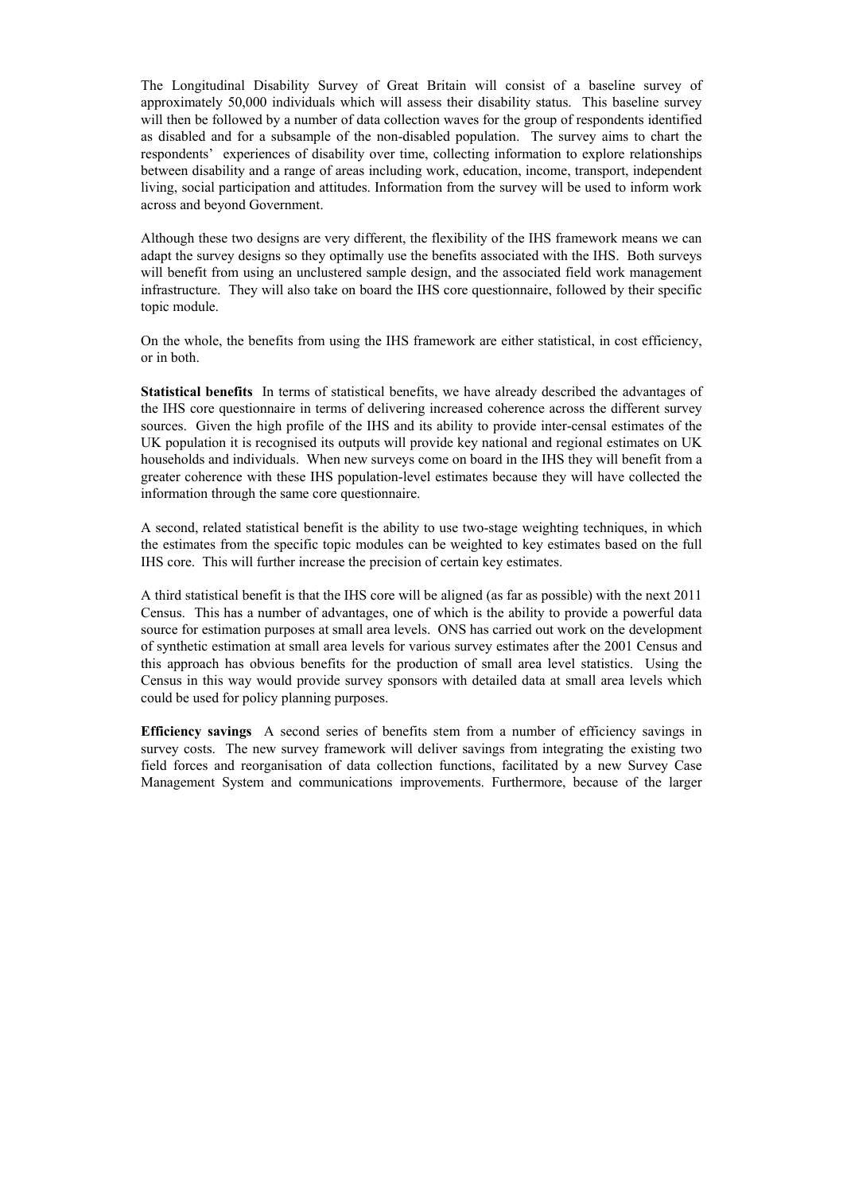The Longitudinal Disability Survey of Great Britain will consist of a baseline survey of approximately 50,000 individuals which will assess their disability status. This baseline survey will then be followed by a number of data collection waves for the group of respondents identified as disabled and for a subsample of the non-disabled population. The survey aims to chart the respondents' experiences of disability over time, collecting information to explore relationships between disability and a range of areas including work, education, income, transport, independent living, social participation and attitudes. Information from the survey will be used to inform work across and beyond Government.

Although these two designs are very different, the flexibility of the IHS framework means we can adapt the survey designs so they optimally use the benefits associated with the IHS. Both surveys will benefit from using an unclustered sample design, and the associated field work management infrastructure. They will also take on board the IHS core questionnaire, followed by their specific topic module.

On the whole, the benefits from using the IHS framework are either statistical, in cost efficiency, or in both.

**Statistical benefits** In terms of statistical benefits, we have already described the advantages of the IHS core questionnaire in terms of delivering increased coherence across the different survey sources. Given the high profile of the IHS and its ability to provide inter-censal estimates of the UK population it is recognised its outputs will provide key national and regional estimates on UK households and individuals. When new surveys come on board in the IHS they will benefit from a greater coherence with these IHS population-level estimates because they will have collected the information through the same core questionnaire.

A second, related statistical benefit is the ability to use two-stage weighting techniques, in which the estimates from the specific topic modules can be weighted to key estimates based on the full IHS core. This will further increase the precision of certain key estimates.

A third statistical benefit is that the IHS core will be aligned (as far as possible) with the next 2011 Census. This has a number of advantages, one of which is the ability to provide a powerful data source for estimation purposes at small area levels. ONS has carried out work on the development of synthetic estimation at small area levels for various survey estimates after the 2001 Census and this approach has obvious benefits for the production of small area level statistics. Using the Census in this way would provide survey sponsors with detailed data at small area levels which could be used for policy planning purposes.

**Efficiency savings** A second series of benefits stem from a number of efficiency savings in survey costs. The new survey framework will deliver savings from integrating the existing two field forces and reorganisation of data collection functions, facilitated by a new Survey Case Management System and communications improvements. Furthermore, because of the larger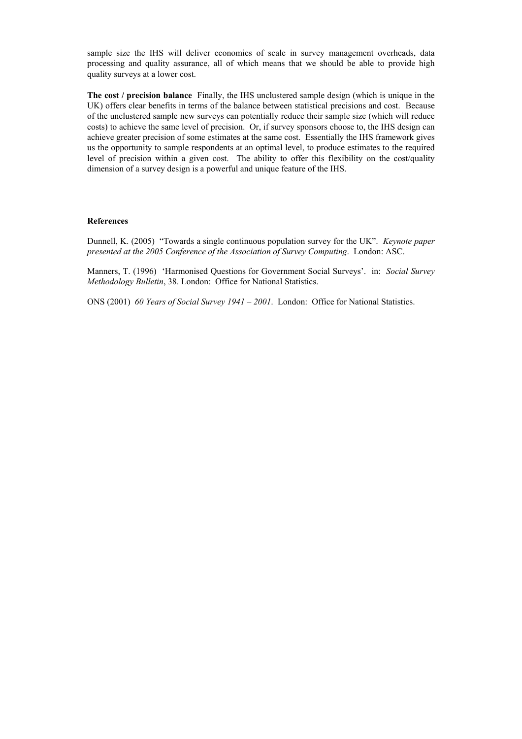sample size the IHS will deliver economies of scale in survey management overheads, data processing and quality assurance, all of which means that we should be able to provide high quality surveys at a lower cost.

**The cost / precision balance** Finally, the IHS unclustered sample design (which is unique in the UK) offers clear benefits in terms of the balance between statistical precisions and cost. Because of the unclustered sample new surveys can potentially reduce their sample size (which will reduce costs) to achieve the same level of precision. Or, if survey sponsors choose to, the IHS design can achieve greater precision of some estimates at the same cost. Essentially the IHS framework gives us the opportunity to sample respondents at an optimal level, to produce estimates to the required level of precision within a given cost. The ability to offer this flexibility on the cost/quality dimension of a survey design is a powerful and unique feature of the IHS.

**References**

Dunnell, K. (2005) "Towards a single continuous population survey for the UK". *Keynote paper presented at the 2005 Conference of the Association of Survey Computing*. London: ASC.

Manners, T. (1996) 'Harmonised Questions for Government Social Surveys'. in: *Social Survey Methodology Bulletin*, 38. London: Office for National Statistics.

ONS (2001) *60 Years of Social Survey 1941 – 2001*. London: Office for National Statistics.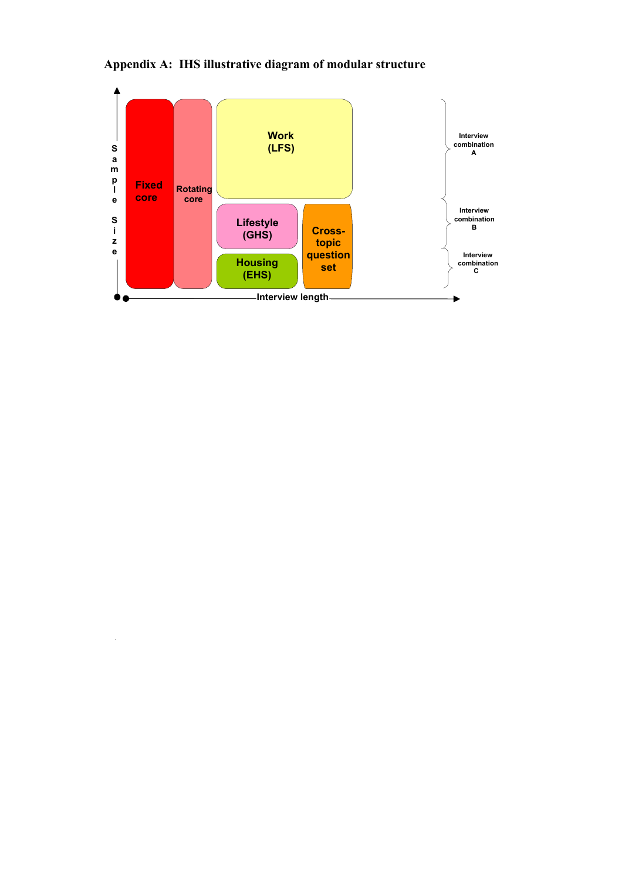# Appendix A: IHS illustrative diagram of modular structure

Sample Size

Fixed core

Rotating core

Work (LFS)

Lifestyle (GHS)

Housing (EHS)

Cross-topic question set

Interview combination A

Interview combination B

Interview combination C

Interview length